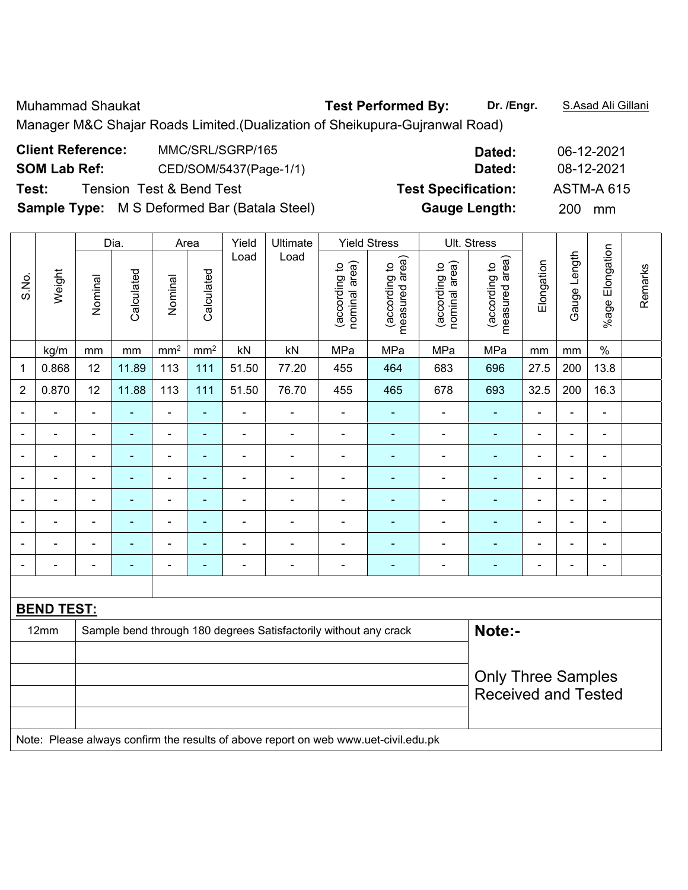Muhammad Shaukat **Test Performed By:** **Dr. /Engr.** S.Asad Ali Gillani

Manager M&C Shajar Roads Limited.(Dualization of Sheikupura-Gujranwal Road)

**Client Reference:** MMC/SRL/SGRP/165 **Dated:** 06-12-2021

**SOM Lab Ref:** CED/SOM/5437(Page-1/1) **Dated:** 08-12-2021

**Test:** Tension Test & Bend Test **Test Specification:** ASTM-A 615

**Sample Type:** M S Deformed Bar (Batala Steel) **Gauge Length:** 200 mm

| S.No. | Weight | Dia. | | Area | | Yield Load | Ultimate Load | Yield Stress | | Ult. Stress | | Elongation | Gauge Length | %age Elongation | Remarks |
|---|---|---|---|---|---|---|---|---|---|---|---|---|---|---|---|
| | | Nominal | Calculated | Nominal | Calculated | | | (according to nominal area) | (according to measured area) | (according to nominal area) | (according to measured area) | | | | |
| | kg/m | mm | mm | mm² | mm² | kN | kN | MPa | MPa | MPa | MPa | mm | mm | % | |
| 1 | 0.868 | 12 | 11.89 | 113 | 111 | 51.50 | 77.20 | 455 | 464 | 683 | 696 | 27.5 | 200 | 13.8 | |
| 2 | 0.870 | 12 | 11.88 | 113 | 111 | 51.50 | 76.70 | 455 | 465 | 678 | 693 | 32.5 | 200 | 16.3 | |
| - | - | - | - | - | - | - | - | - | - | - | - | - | - | - | |
| - | - | - | - | - | - | - | - | - | - | - | - | - | - | - | |
| - | - | - | - | - | - | - | - | - | - | - | - | - | - | - | |
| - | - | - | - | - | - | - | - | - | - | - | - | - | - | - | |
| - | - | - | - | - | - | - | - | - | - | - | - | - | - | - | |
| - | - | - | - | - | - | - | - | - | - | - | - | - | - | - | |
| - | - | - | - | - | - | - | - | - | - | - | - | - | - | - | |
| - | - | - | - | - | - | - | - | - | - | - | - | - | - | - | |

**BEND TEST:**

| | | |
|---|---|---|
| 12mm | Sample bend through 180 degrees Satisfactorily without any crack | **Note:-** |
| | | Only Three Samples Received and Tested |

Note: Please always confirm the results of above report on web www.uet-civil.edu.pk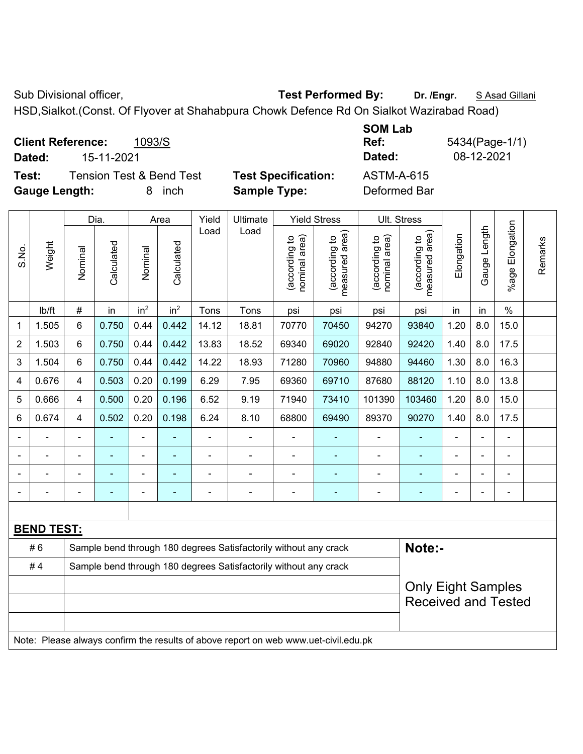Sub Divisional officer, **Test Performed By:** **Dr. /Engr.** S Asad Gillani

HSD,Sialkot.(Const. Of Flyover at Shahabpura Chowk Defence Rd On Sialkot Wazirabad Road)

**Client Reference:** 1093/S **SOM Lab Ref:** 5434(Page-1/1)

**Dated:** 15-11-2021 **Dated:** 08-12-2021

**Test:** Tension Test & Bend Test **Test Specification:** ASTM-A-615

**Gauge Length:** 8 inch **Sample Type:** Deformed Bar

| S.No. | Weight | Dia. | | Area | | Yield Load | Ultimate Load | Yield Stress | | Ult. Stress | | Elongation | Gauge Length | %age Elongation | Remarks |
|---|---|---|---|---|---|---|---|---|---|---|---|---|---|---|---|
| | | Nominal | Calculated | Nominal | Calculated | | | (according to nominal area) | (according to measured area) | (according to nominal area) | (according to measured area) | | | | |
| | lb/ft | # | in | in$^2$ | in$^2$ | Tons | Tons | psi | psi | psi | psi | in | in | % | |
| 1 | 1.505 | 6 | 0.750 | 0.44 | 0.442 | 14.12 | 18.81 | 70770 | 70450 | 94270 | 93840 | 1.20 | 8.0 | 15.0 | |
| 2 | 1.503 | 6 | 0.750 | 0.44 | 0.442 | 13.83 | 18.52 | 69340 | 69020 | 92840 | 92420 | 1.40 | 8.0 | 17.5 | |
| 3 | 1.504 | 6 | 0.750 | 0.44 | 0.442 | 14.22 | 18.93 | 71280 | 70960 | 94880 | 94460 | 1.30 | 8.0 | 16.3 | |
| 4 | 0.676 | 4 | 0.503 | 0.20 | 0.199 | 6.29 | 7.95 | 69360 | 69710 | 87680 | 88120 | 1.10 | 8.0 | 13.8 | |
| 5 | 0.666 | 4 | 0.500 | 0.20 | 0.196 | 6.52 | 9.19 | 71940 | 73410 | 101390 | 103460 | 1.20 | 8.0 | 15.0 | |
| 6 | 0.674 | 4 | 0.502 | 0.20 | 0.198 | 6.24 | 8.10 | 68800 | 69490 | 89370 | 90270 | 1.40 | 8.0 | 17.5 | |
| - | - | - | - | - | - | - | - | - | - | - | - | - | - | - | |
| - | - | - | - | - | - | - | - | - | - | - | - | - | - | - | |
| - | - | - | - | - | - | - | - | - | - | - | - | - | - | - | |
| - | - | - | - | - | - | - | - | - | - | - | - | - | - | - | |

**BEND TEST:**

| | | |
|---|---|---|
| # 6 | Sample bend through 180 degrees Satisfactorily without any crack | **Note:-** |
| # 4 | Sample bend through 180 degrees Satisfactorily without any crack | |
| | | Only Eight Samples Received and Tested |

Note: Please always confirm the results of above report on web www.uet-civil.edu.pk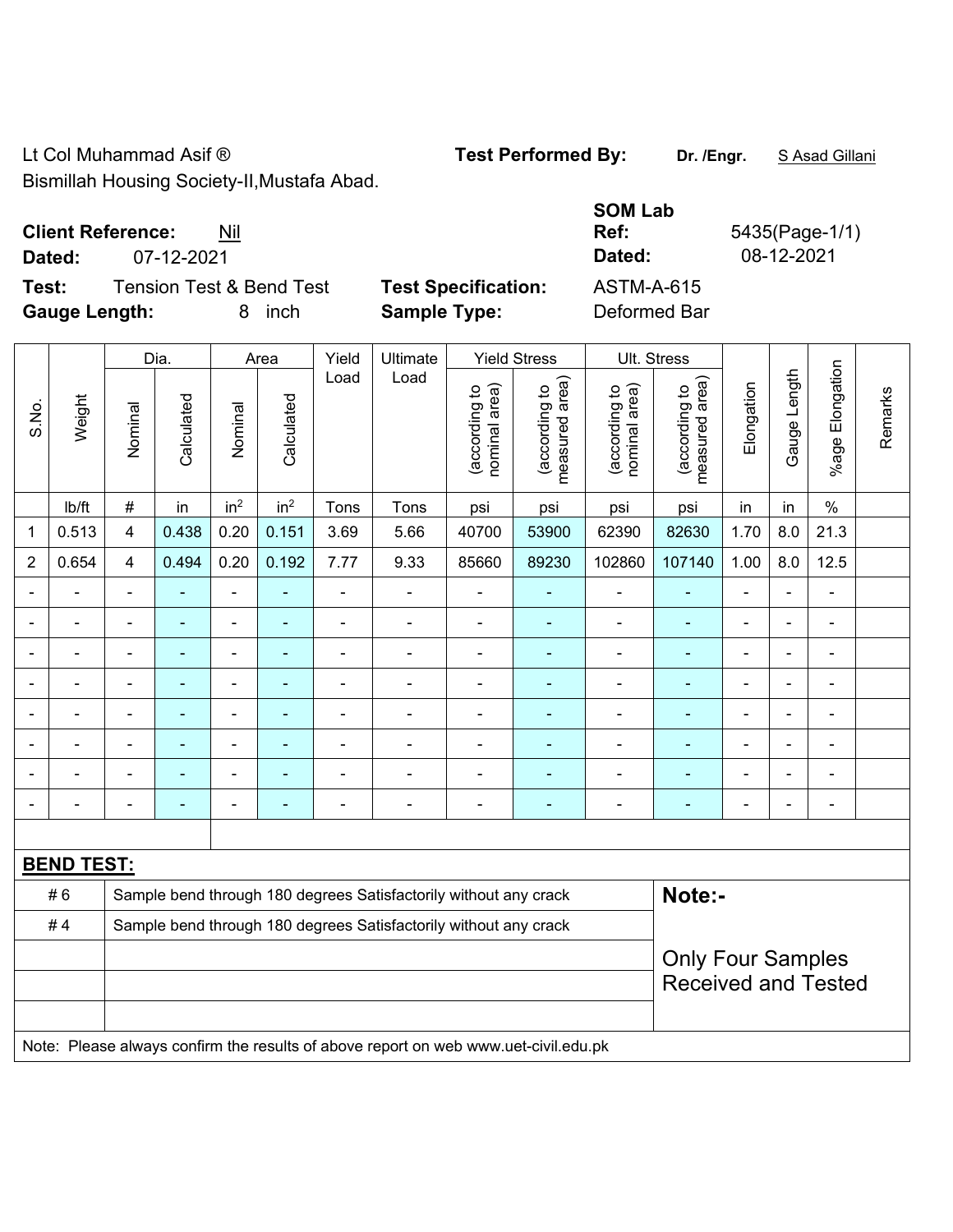Lt Col Muhammad Asif ®
Bismillah Housing Society-II,Mustafa Abad.

**Test Performed By:** **Dr. /Engr.** S Asad Gillani

**SOM Lab**

**Client Reference:** Nil | **Ref:** 5435(Page-1/1)

**Dated:** 07-12-2021 | **Dated:** 08-12-2021

**Test:** Tension Test & Bend Test | **Test Specification:** ASTM-A-615

**Gauge Length:** 8 inch | **Sample Type:** Deformed Bar

| S.No. | Weight | Dia. | | Area | | Yield Load | Ultimate Load | Yield Stress | | Ult. Stress | | Elongation | Gauge Length | %age Elongation | Remarks |
|---|---|---|---|---|---|---|---|---|---|---|---|---|---|---|---|
| | | Nominal | Calculated | Nominal | Calculated | | | (according to nominal area) | (according to measured area) | (according to nominal area) | (according to measured area) | | | | |
| | lb/ft | # | in | in² | in² | Tons | Tons | psi | psi | psi | psi | in | in | % | |
| 1 | 0.513 | 4 | 0.438 | 0.20 | 0.151 | 3.69 | 5.66 | 40700 | 53900 | 62390 | 82630 | 1.70 | 8.0 | 21.3 | |
| 2 | 0.654 | 4 | 0.494 | 0.20 | 0.192 | 7.77 | 9.33 | 85660 | 89230 | 102860 | 107140 | 1.00 | 8.0 | 12.5 | |
| - | - | - | - | - | - | - | - | - | - | - | - | - | - | - | |
| - | - | - | - | - | - | - | - | - | - | - | - | - | - | - | |
| - | - | - | - | - | - | - | - | - | - | - | - | - | - | - | |
| - | - | - | - | - | - | - | - | - | - | - | - | - | - | - | |
| - | - | - | - | - | - | - | - | - | - | - | - | - | - | - | |
| - | - | - | - | - | - | - | - | - | - | - | - | - | - | - | |
| - | - | - | - | - | - | - | - | - | - | - | - | - | - | - | |
| - | - | - | - | - | - | - | - | - | - | - | - | - | - | - | |

**BEND TEST:**

| | | |
|---|---|---|
| # 6 | Sample bend through 180 degrees Satisfactorily without any crack | **Note:-** |
| # 4 | Sample bend through 180 degrees Satisfactorily without any crack | Only Four Samples Received and Tested |

Note: Please always confirm the results of above report on web www.uet-civil.edu.pk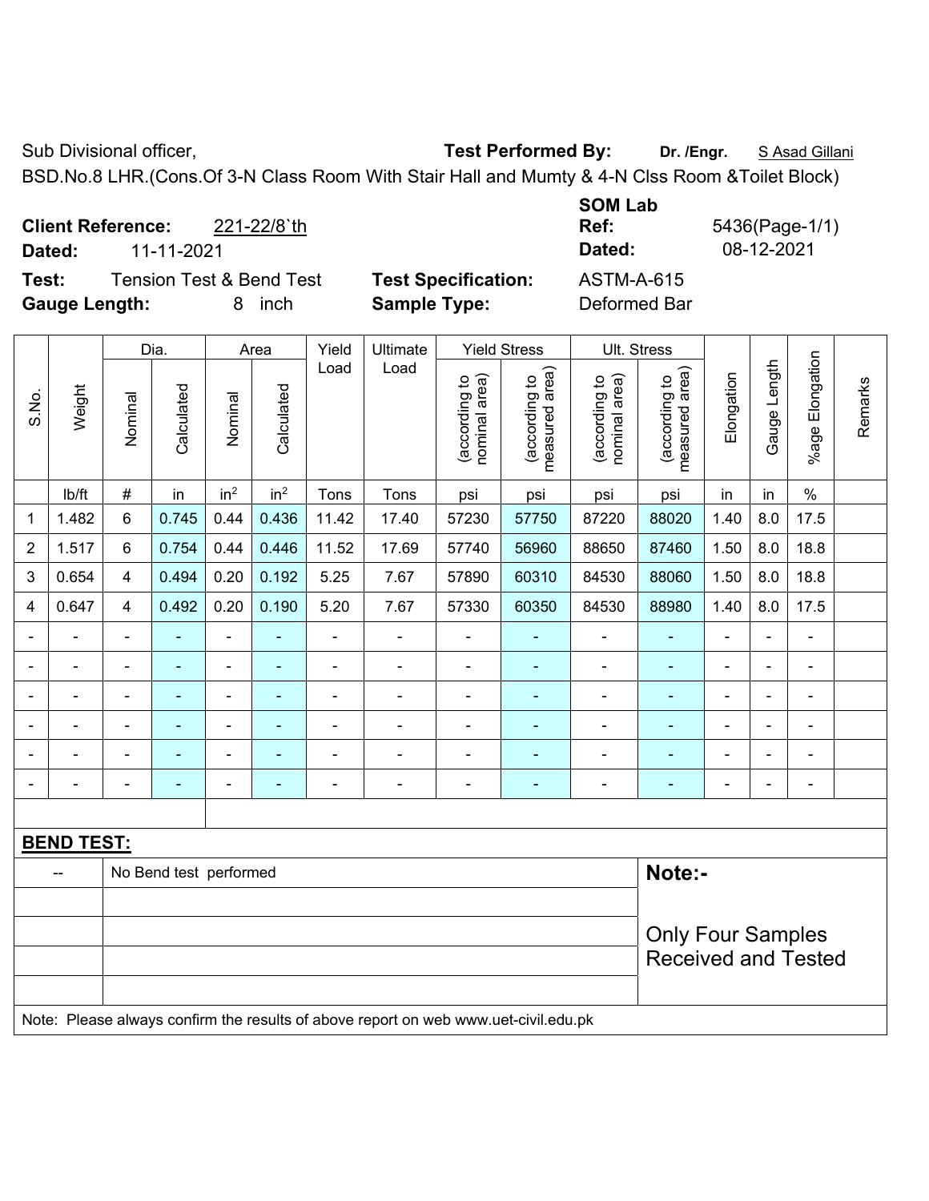Sub Divisional officer, **Test Performed By:** **Dr. /Engr.** S Asad Gillani

BSD.No.8 LHR.(Cons.Of 3-N Class Room With Stair Hall and Mumty & 4-N Clss Room &Toilet Block)

**Client Reference:** 221-22/8`th

**Dated:** 11-11-2021

**SOM Lab Ref:** 5436(Page-1/1)

**Dated:** 08-12-2021

**Test:** Tension Test & Bend Test

**Test Specification:** ASTM-A-615

**Gauge Length:** 8 inch

**Sample Type:** Deformed Bar

| S.No. | Weight | Dia. | | Area | | Yield Load | Ultimate Load | Yield Stress | | Ult. Stress | | Elongation | Gauge Length | %age Elongation | Remarks |
|---|---|---|---|---|---|---|---|---|---|---|---|---|---|---|---|
| | | Nominal | Calculated | Nominal | Calculated | | | (according to nominal area) | (according to measured area) | (according to nominal area) | (according to measured area) | | | | |
| | lb/ft | # | in | $in^2$ | $in^2$ | Tons | Tons | psi | psi | psi | psi | in | in | % | |
| 1 | 1.482 | 6 | 0.745 | 0.44 | 0.436 | 11.42 | 17.40 | 57230 | 57750 | 87220 | 88020 | 1.40 | 8.0 | 17.5 | |
| 2 | 1.517 | 6 | 0.754 | 0.44 | 0.446 | 11.52 | 17.69 | 57740 | 56960 | 88650 | 87460 | 1.50 | 8.0 | 18.8 | |
| 3 | 0.654 | 4 | 0.494 | 0.20 | 0.192 | 5.25 | 7.67 | 57890 | 60310 | 84530 | 88060 | 1.50 | 8.0 | 18.8 | |
| 4 | 0.647 | 4 | 0.492 | 0.20 | 0.190 | 5.20 | 7.67 | 57330 | 60350 | 84530 | 88980 | 1.40 | 8.0 | 17.5 | |
| - | - | - | - | - | - | - | - | - | - | - | - | - | - | - | |
| - | - | - | - | - | - | - | - | - | - | - | - | - | - | - | |
| - | - | - | - | - | - | - | - | - | - | - | - | - | - | - | |
| - | - | - | - | - | - | - | - | - | - | - | - | - | - | - | |
| - | - | - | - | - | - | - | - | - | - | - | - | - | - | - | |
| - | - | - | - | - | - | - | - | - | - | - | - | - | - | - | |

**BEND TEST:**

| -- | No Bend test performed |
|---|---|

**Note:-**

Only Four Samples Received and Tested

Note: Please always confirm the results of above report on web www.uet-civil.edu.pk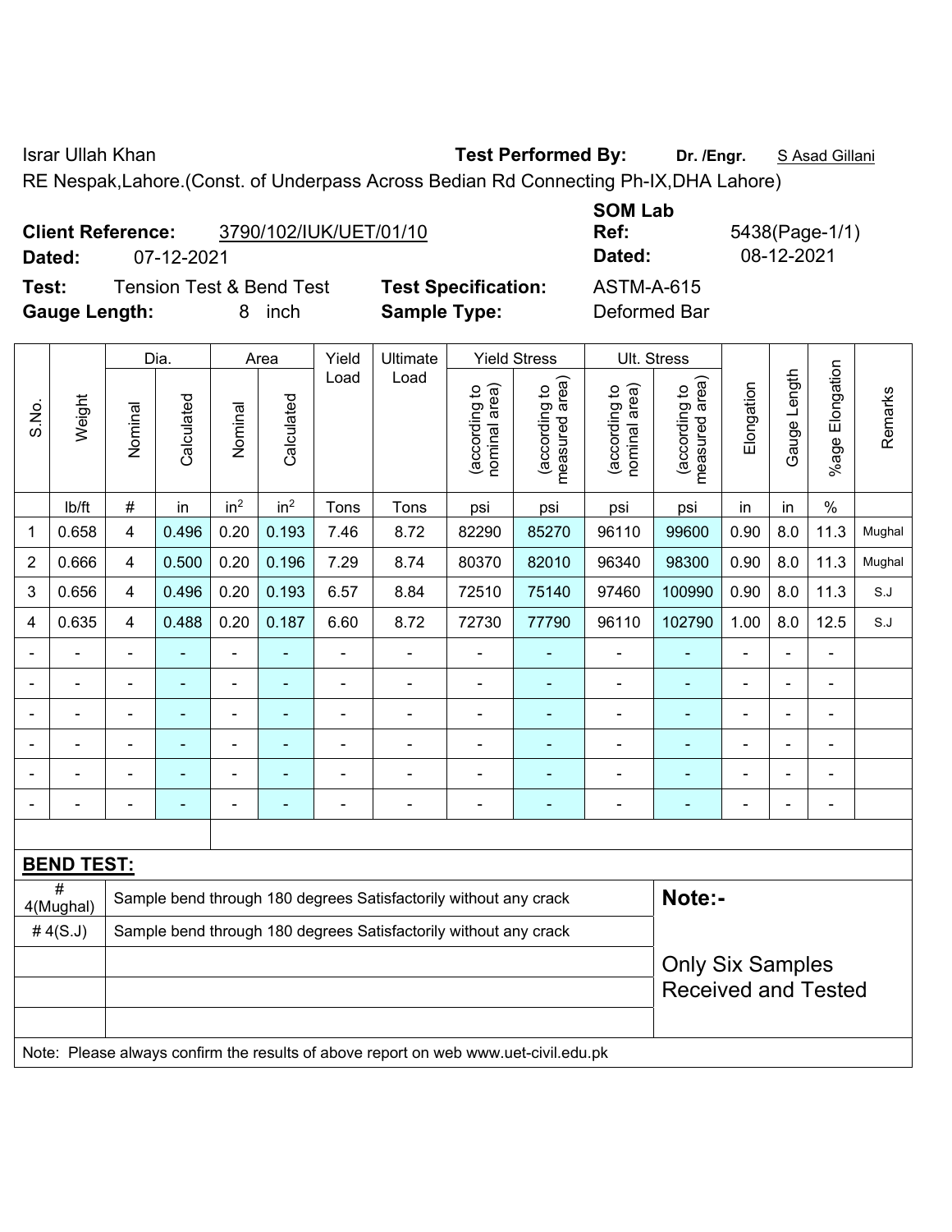Israr Ullah Khan **Test Performed By:** **Dr. /Engr.** S Asad Gillani

RE Nespak,Lahore.(Const. of Underpass Across Bedian Rd Connecting Ph-IX,DHA Lahore)

**Client Reference:** 3790/102/IUK/UET/01/10 **SOM Lab Ref:** 5438(Page-1/1)

**Dated:** 07-12-2021 **Dated:** 08-12-2021

**Test:** Tension Test & Bend Test **Test Specification:** ASTM-A-615

**Gauge Length:** 8 inch **Sample Type:** Deformed Bar

| S.No. | Weight | Dia. | | Area | | Yield Load | Ultimate Load | Yield Stress | | Ult. Stress | | Elongation | Gauge Length | %age Elongation | Remarks |
|---|---|---|---|---|---|---|---|---|---|---|---|---|---|---|---|
| | | Nominal | Calculated | Nominal | Calculated | | | (according to nominal area) | (according to measured area) | (according to nominal area) | (according to measured area) | | | | |
| | lb/ft | # | in | in$^2$ | in$^2$ | Tons | Tons | psi | psi | psi | psi | in | in | % | |
| 1 | 0.658 | 4 | 0.496 | 0.20 | 0.193 | 7.46 | 8.72 | 82290 | 85270 | 96110 | 99600 | 0.90 | 8.0 | 11.3 | Mughal |
| 2 | 0.666 | 4 | 0.500 | 0.20 | 0.196 | 7.29 | 8.74 | 80370 | 82010 | 96340 | 98300 | 0.90 | 8.0 | 11.3 | Mughal |
| 3 | 0.656 | 4 | 0.496 | 0.20 | 0.193 | 6.57 | 8.84 | 72510 | 75140 | 97460 | 100990 | 0.90 | 8.0 | 11.3 | S.J |
| 4 | 0.635 | 4 | 0.488 | 0.20 | 0.187 | 6.60 | 8.72 | 72730 | 77790 | 96110 | 102790 | 1.00 | 8.0 | 12.5 | S.J |
| - | - | - | - | - | - | - | - | - | - | - | - | - | - | - | |
| - | - | - | - | - | - | - | - | - | - | - | - | - | - | - | |
| - | - | - | - | - | - | - | - | - | - | - | - | - | - | - | |
| - | - | - | - | - | - | - | - | - | - | - | - | - | - | - | |
| - | - | - | - | - | - | - | - | - | - | - | - | - | - | - | |
| - | - | - | - | - | - | - | - | - | - | - | - | - | - | - | |

**BEND TEST:**

| # | Result | Note |
|---|---|---|
| # 4(Mughal) | Sample bend through 180 degrees Satisfactorily without any crack | **Note:-** |
| # 4(S.J) | Sample bend through 180 degrees Satisfactorily without any crack | Only Six Samples Received and Tested |

Note: Please always confirm the results of above report on web www.uet-civil.edu.pk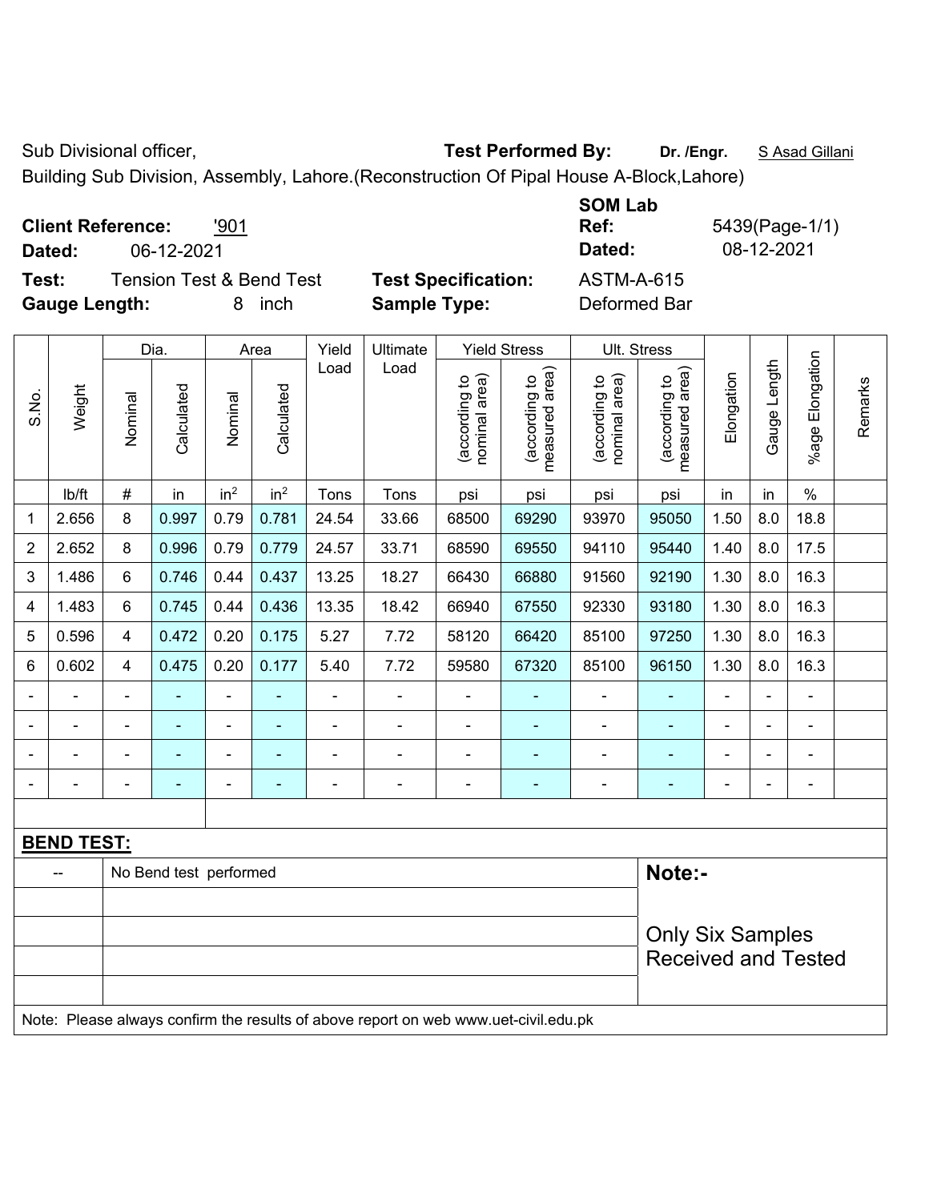Sub Divisional officer, **Test Performed By:** **Dr. /Engr.** S Asad Gillani

Building Sub Division, Assembly, Lahore.(Reconstruction Of Pipal House A-Block,Lahore)

**Client Reference:** '901 **SOM Lab Ref:** 5439(Page-1/1)

**Dated:** 06-12-2021 **Dated:** 08-12-2021

**Test:** Tension Test & Bend Test **Test Specification:** ASTM-A-615

**Gauge Length:** 8 inch **Sample Type:** Deformed Bar

| S.No. | Weight | Dia. | | Area | | Yield Load | Ultimate Load | Yield Stress | | Ult. Stress | | Elongation | Gauge Length | %age Elongation | Remarks |
|---|---|---|---|---|---|---|---|---|---|---|---|---|---|---|---|
| | | Nominal | Calculated | Nominal | Calculated | | | (according to nominal area) | (according to measured area) | (according to nominal area) | (according to measured area) | | | | |
| | lb/ft | # | in | in² | in² | Tons | Tons | psi | psi | psi | psi | in | in | % | |
| 1 | 2.656 | 8 | 0.997 | 0.79 | 0.781 | 24.54 | 33.66 | 68500 | 69290 | 93970 | 95050 | 1.50 | 8.0 | 18.8 | |
| 2 | 2.652 | 8 | 0.996 | 0.79 | 0.779 | 24.57 | 33.71 | 68590 | 69550 | 94110 | 95440 | 1.40 | 8.0 | 17.5 | |
| 3 | 1.486 | 6 | 0.746 | 0.44 | 0.437 | 13.25 | 18.27 | 66430 | 66880 | 91560 | 92190 | 1.30 | 8.0 | 16.3 | |
| 4 | 1.483 | 6 | 0.745 | 0.44 | 0.436 | 13.35 | 18.42 | 66940 | 67550 | 92330 | 93180 | 1.30 | 8.0 | 16.3 | |
| 5 | 0.596 | 4 | 0.472 | 0.20 | 0.175 | 5.27 | 7.72 | 58120 | 66420 | 85100 | 97250 | 1.30 | 8.0 | 16.3 | |
| 6 | 0.602 | 4 | 0.475 | 0.20 | 0.177 | 5.40 | 7.72 | 59580 | 67320 | 85100 | 96150 | 1.30 | 8.0 | 16.3 | |
| - | - | - | - | - | - | - | - | - | - | - | - | - | - | - | |
| - | - | - | - | - | - | - | - | - | - | - | - | - | - | - | |
| - | - | - | - | - | - | - | - | - | - | - | - | - | - | - | |
| - | - | - | - | - | - | - | - | - | - | - | - | - | - | - | |

**BEND TEST:**

| -- | No Bend test performed |
|---|---|

**Note:-**

Only Six Samples Received and Tested

Note: Please always confirm the results of above report on web www.uet-civil.edu.pk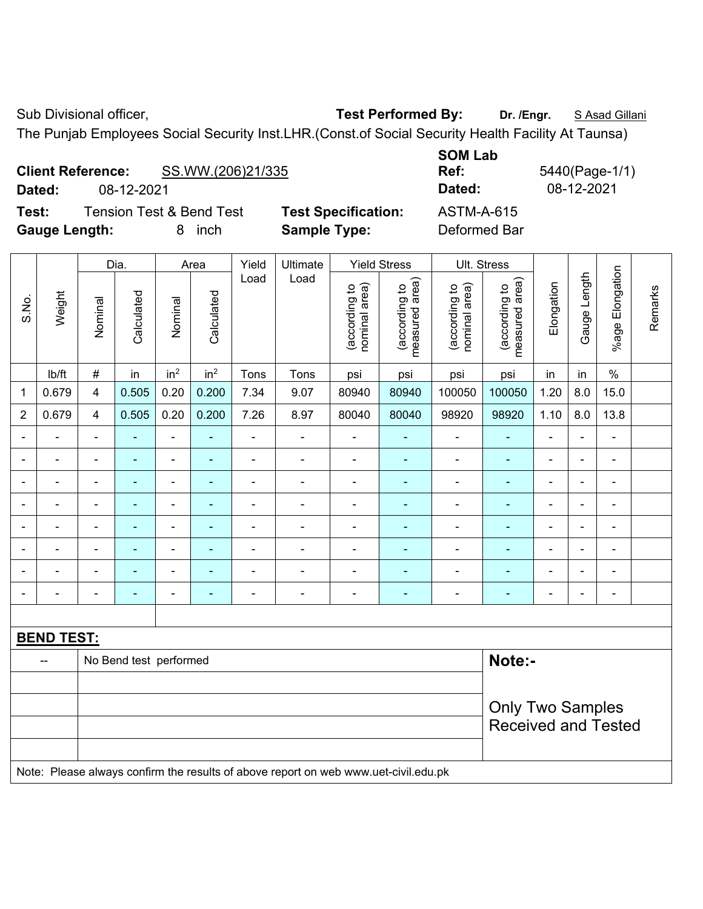Sub Divisional officer, **Test Performed By:** **Dr. /Engr.** S Asad Gillani

The Punjab Employees Social Security Inst.LHR.(Const.of Social Security Health Facility At Taunsa)

**Client Reference:** SS.WW.(206)21/335 **SOM Lab Ref:** 5440(Page-1/1)

**Dated:** 08-12-2021 **Dated:** 08-12-2021

**Test:** Tension Test & Bend Test **Test Specification:** ASTM-A-615

**Gauge Length:** 8 inch **Sample Type:** Deformed Bar

| S.No. | Weight | Dia. | | Area | | Yield Load | Ultimate Load | Yield Stress | | Ult. Stress | | Elongation | Gauge Length | %age Elongation | Remarks |
|---|---|---|---|---|---|---|---|---|---|---|---|---|---|---|---|
| | | Nominal | Calculated | Nominal | Calculated | | | (according to nominal area) | (according to measured area) | (according to nominal area) | (according to measured area) | | | | |
| | lb/ft | # | in | in² | in² | Tons | Tons | psi | psi | psi | psi | in | in | % | |
| 1 | 0.679 | 4 | 0.505 | 0.20 | 0.200 | 7.34 | 9.07 | 80940 | 80940 | 100050 | 100050 | 1.20 | 8.0 | 15.0 | |
| 2 | 0.679 | 4 | 0.505 | 0.20 | 0.200 | 7.26 | 8.97 | 80040 | 80040 | 98920 | 98920 | 1.10 | 8.0 | 13.8 | |
| - | - | - | - | - | - | - | - | - | - | - | - | - | - | - | |
| - | - | - | - | - | - | - | - | - | - | - | - | - | - | - | |
| - | - | - | - | - | - | - | - | - | - | - | - | - | - | - | |
| - | - | - | - | - | - | - | - | - | - | - | - | - | - | - | |
| - | - | - | - | - | - | - | - | - | - | - | - | - | - | - | |
| - | - | - | - | - | - | - | - | - | - | - | - | - | - | - | |
| - | - | - | - | - | - | - | - | - | - | - | - | - | - | - | |
| - | - | - | - | - | - | - | - | - | - | - | - | - | - | - | |

**BEND TEST:**

| -- | No Bend test performed |
|---|---|

**Note:-**

Only Two Samples Received and Tested

Note: Please always confirm the results of above report on web www.uet-civil.edu.pk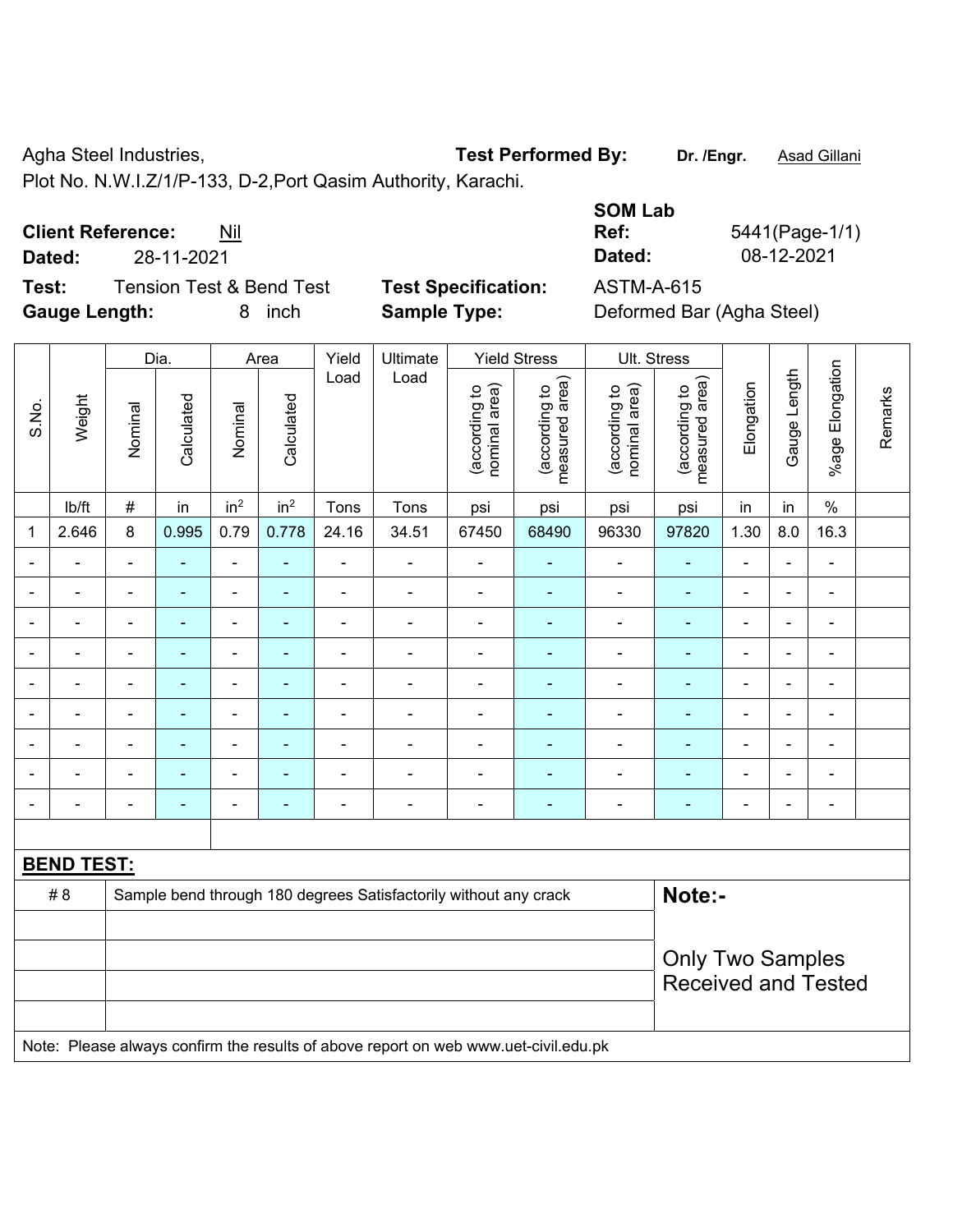Agha Steel Industries, **Test Performed By:** **Dr. /Engr.** Asad Gillani

Plot No. N.W.I.Z/1/P-133, D-2,Port Qasim Authority, Karachi.

**Client Reference:** Nil

**Dated:** 28-11-2021

**SOM Lab Ref:** 5441(Page-1/1)

**Dated:** 08-12-2021

**Test:** Tension Test & Bend Test

**Test Specification:** ASTM-A-615

**Gauge Length:** 8 inch

**Sample Type:** Deformed Bar (Agha Steel)

| S.No. | Weight | Dia. | | Area | | Yield Load | Ultimate Load | Yield Stress | | Ult. Stress | | Elongation | Gauge Length | %age Elongation | Remarks |
|---|---|---|---|---|---|---|---|---|---|---|---|---|---|---|---|
| | | Nominal | Calculated | Nominal | Calculated | | | (according to nominal area) | (according to measured area) | (according to nominal area) | (according to measured area) | | | | |
| | lb/ft | # | in | in$^2$ | in$^2$ | Tons | Tons | psi | psi | psi | psi | in | in | % | |
| 1 | 2.646 | 8 | 0.995 | 0.79 | 0.778 | 24.16 | 34.51 | 67450 | 68490 | 96330 | 97820 | 1.30 | 8.0 | 16.3 | |
| - | - | - | - | - | - | - | - | - | - | - | - | - | - | - | |
| - | - | - | - | - | - | - | - | - | - | - | - | - | - | - | |
| - | - | - | - | - | - | - | - | - | - | - | - | - | - | - | |
| - | - | - | - | - | - | - | - | - | - | - | - | - | - | - | |
| - | - | - | - | - | - | - | - | - | - | - | - | - | - | - | |
| - | - | - | - | - | - | - | - | - | - | - | - | - | - | - | |
| - | - | - | - | - | - | - | - | - | - | - | - | - | - | - | |
| - | - | - | - | - | - | - | - | - | - | - | - | - | - | - | |
| - | - | - | - | - | - | - | - | - | - | - | - | - | - | - | |

**BEND TEST:**

| | | |
|---|---|---|
| # 8 | Sample bend through 180 degrees Satisfactorily without any crack | **Note:-** |
| | | Only Two Samples Received and Tested |

Note: Please always confirm the results of above report on web www.uet-civil.edu.pk